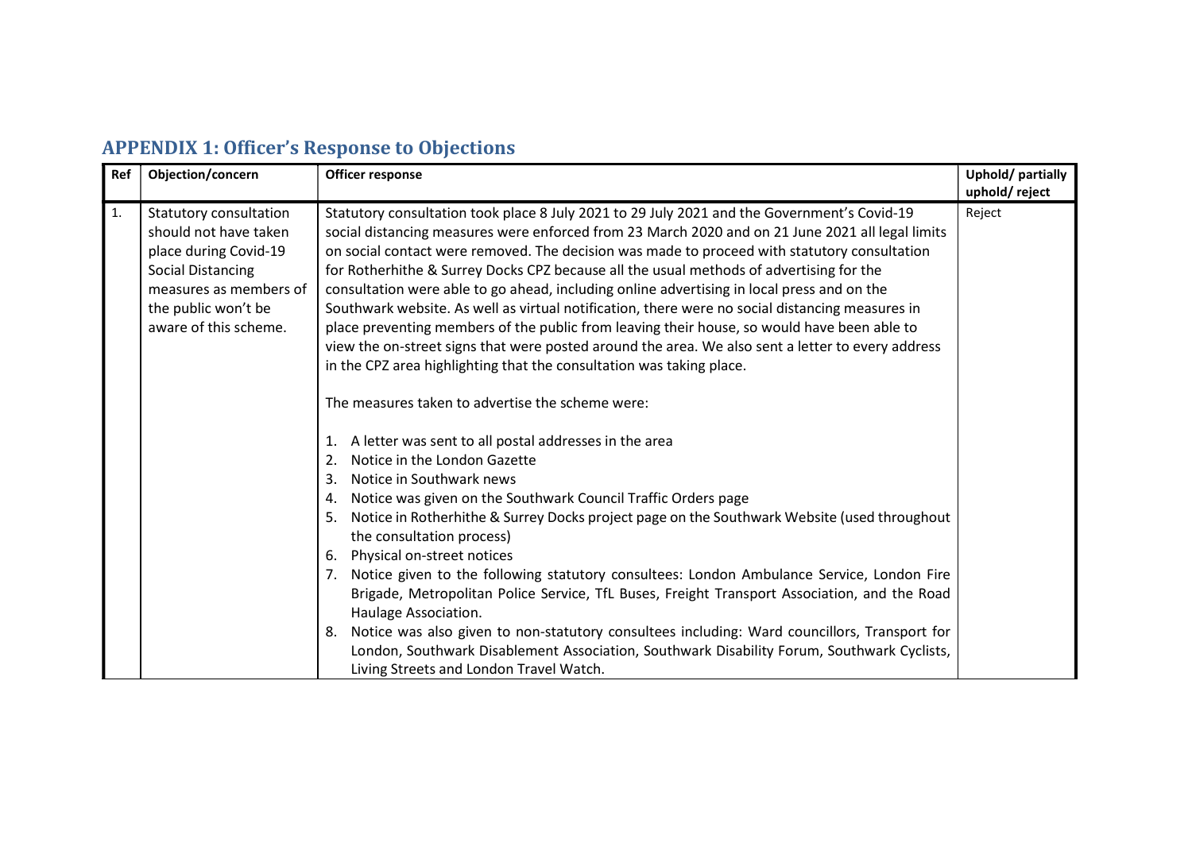## APPENDIX 1: Officer's Response to Objections

| Ref | Objection/concern | Officer response | Uphold/ partially uphold/ reject |
|---|---|---|---|
| 1. | Statutory consultation should not have taken place during Covid-19 Social Distancing measures as members of the public won't be aware of this scheme. | Statutory consultation took place 8 July 2021 to 29 July 2021 and the Government's Covid-19 social distancing measures were enforced from 23 March 2020 and on 21 June 2021 all legal limits on social contact were removed. The decision was made to proceed with statutory consultation for Rotherhithe & Surrey Docks CPZ because all the usual methods of advertising for the consultation were able to go ahead, including online advertising in local press and on the Southwark website. As well as virtual notification, there were no social distancing measures in place preventing members of the public from leaving their house, so would have been able to view the on-street signs that were posted around the area. We also sent a letter to every address in the CPZ area highlighting that the consultation was taking place.<br><br>The measures taken to advertise the scheme were:<br><br>1. A letter was sent to all postal addresses in the area<br>2. Notice in the London Gazette<br>3. Notice in Southwark news<br>4. Notice was given on the Southwark Council Traffic Orders page<br>5. Notice in Rotherhithe & Surrey Docks project page on the Southwark Website (used throughout the consultation process)<br>6. Physical on-street notices<br>7. Notice given to the following statutory consultees: London Ambulance Service, London Fire Brigade, Metropolitan Police Service, TfL Buses, Freight Transport Association, and the Road Haulage Association.<br>8. Notice was also given to non-statutory consultees including: Ward councillors, Transport for London, Southwark Disablement Association, Southwark Disability Forum, Southwark Cyclists, Living Streets and London Travel Watch. | Reject |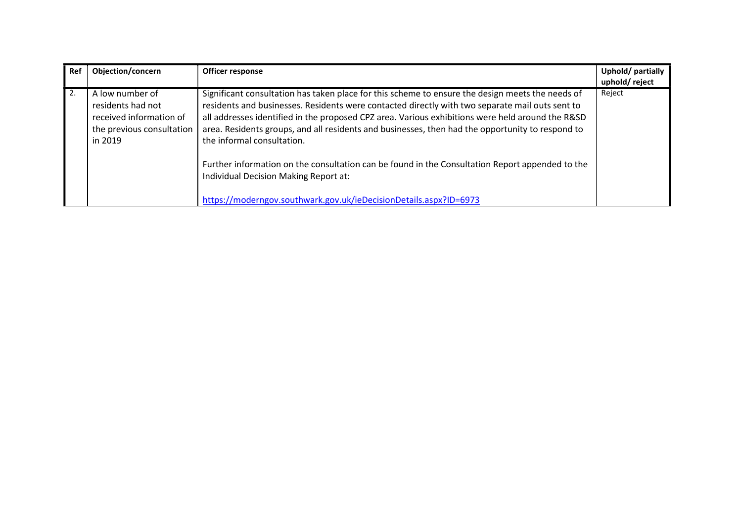| Ref | Objection/concern | Officer response | Uphold/ partially uphold/ reject |
|---|---|---|---|
| 2. | A low number of residents had not received information of the previous consultation in 2019 | Significant consultation has taken place for this scheme to ensure the design meets the needs of residents and businesses. Residents were contacted directly with two separate mail outs sent to all addresses identified in the proposed CPZ area. Various exhibitions were held around the R&SD area. Residents groups, and all residents and businesses, then had the opportunity to respond to the informal consultation.<br><br>Further information on the consultation can be found in the Consultation Report appended to the Individual Decision Making Report at:<br><br>https://moderngov.southwark.gov.uk/ieDecisionDetails.aspx?ID=6973 | Reject |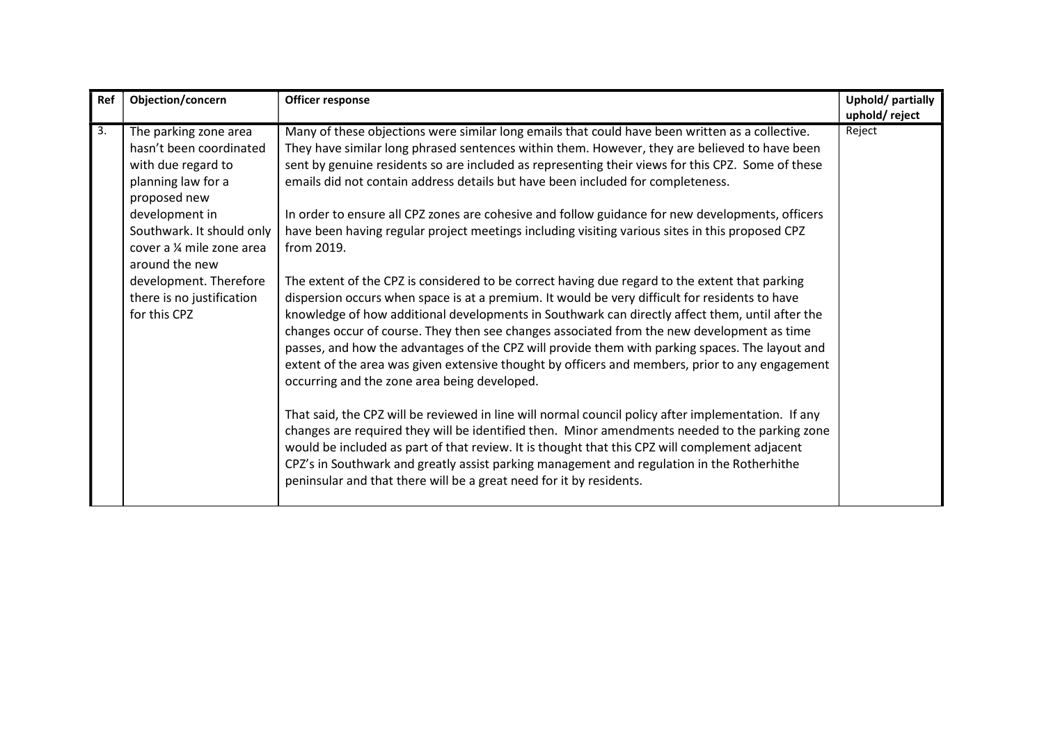| Ref | Objection/concern | Officer response | Uphold/ partially uphold/ reject |
|---|---|---|---|
| 3. | The parking zone area hasn't been coordinated with due regard to planning law for a proposed new development in Southwark. It should only cover a ¼ mile zone area around the new development. Therefore there is no justification for this CPZ | Many of these objections were similar long emails that could have been written as a collective. They have similar long phrased sentences within them. However, they are believed to have been sent by genuine residents so are included as representing their views for this CPZ. Some of these emails did not contain address details but have been included for completeness.<br><br>In order to ensure all CPZ zones are cohesive and follow guidance for new developments, officers have been having regular project meetings including visiting various sites in this proposed CPZ from 2019.<br><br>The extent of the CPZ is considered to be correct having due regard to the extent that parking dispersion occurs when space is at a premium. It would be very difficult for residents to have knowledge of how additional developments in Southwark can directly affect them, until after the changes occur of course. They then see changes associated from the new development as time passes, and how the advantages of the CPZ will provide them with parking spaces. The layout and extent of the area was given extensive thought by officers and members, prior to any engagement occurring and the zone area being developed.<br><br>That said, the CPZ will be reviewed in line will normal council policy after implementation. If any changes are required they will be identified then. Minor amendments needed to the parking zone would be included as part of that review. It is thought that this CPZ will complement adjacent CPZ's in Southwark and greatly assist parking management and regulation in the Rotherhithe peninsular and that there will be a great need for it by residents. | Reject |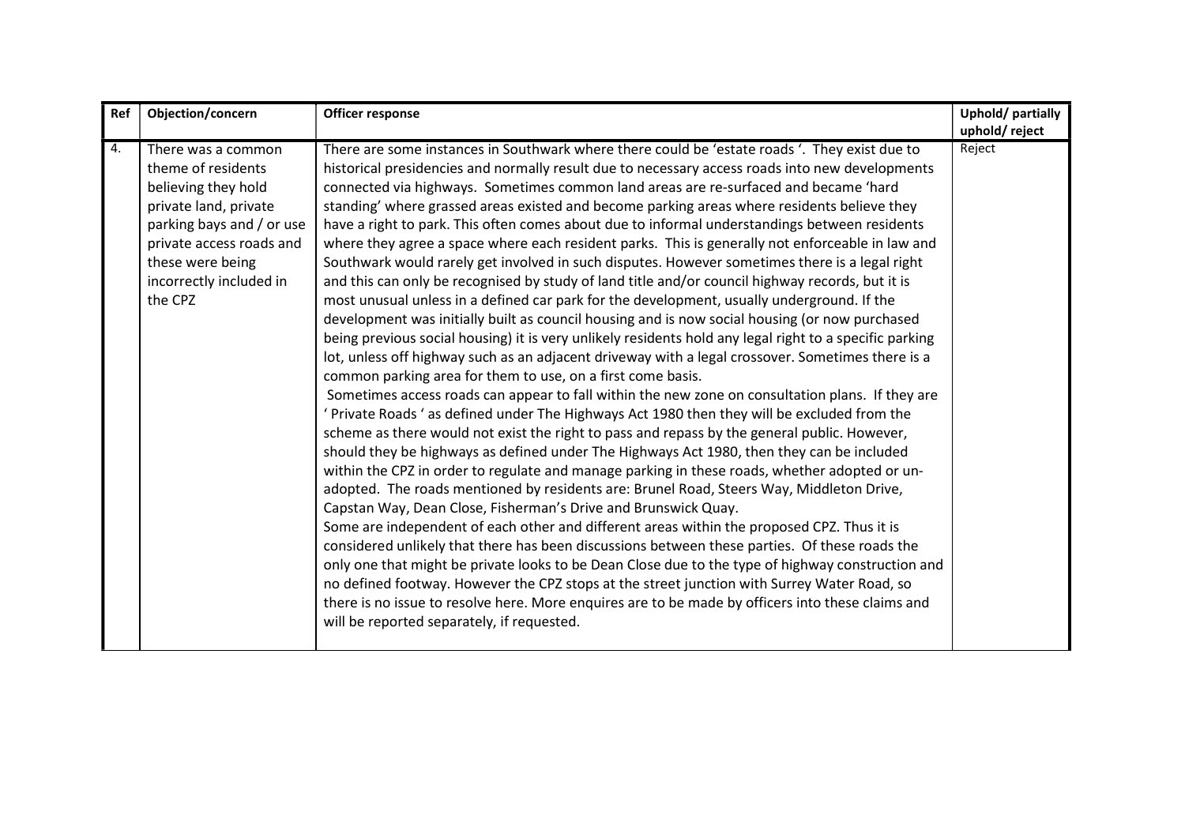| Ref | Objection/concern | Officer response | Uphold/ partially uphold/ reject |
|---|---|---|---|
| 4. | There was a common theme of residents believing they hold private land, private parking bays and / or use private access roads and these were being incorrectly included in the CPZ | There are some instances in Southwark where there could be 'estate roads '. They exist due to historical presidencies and normally result due to necessary access roads into new developments connected via highways. Sometimes common land areas are re-surfaced and became 'hard standing' where grassed areas existed and become parking areas where residents believe they have a right to park. This often comes about due to informal understandings between residents where they agree a space where each resident parks. This is generally not enforceable in law and Southwark would rarely get involved in such disputes. However sometimes there is a legal right and this can only be recognised by study of land title and/or council highway records, but it is most unusual unless in a defined car park for the development, usually underground. If the development was initially built as council housing and is now social housing (or now purchased being previous social housing) it is very unlikely residents hold any legal right to a specific parking lot, unless off highway such as an adjacent driveway with a legal crossover. Sometimes there is a common parking area for them to use, on a first come basis.<br>Sometimes access roads can appear to fall within the new zone on consultation plans. If they are ' Private Roads ' as defined under The Highways Act 1980 then they will be excluded from the scheme as there would not exist the right to pass and repass by the general public. However, should they be highways as defined under The Highways Act 1980, then they can be included within the CPZ in order to regulate and manage parking in these roads, whether adopted or un-adopted. The roads mentioned by residents are: Brunel Road, Steers Way, Middleton Drive, Capstan Way, Dean Close, Fisherman's Drive and Brunswick Quay.<br>Some are independent of each other and different areas within the proposed CPZ. Thus it is considered unlikely that there has been discussions between these parties. Of these roads the only one that might be private looks to be Dean Close due to the type of highway construction and no defined footway. However the CPZ stops at the street junction with Surrey Water Road, so there is no issue to resolve here. More enquires are to be made by officers into these claims and will be reported separately, if requested. | Reject |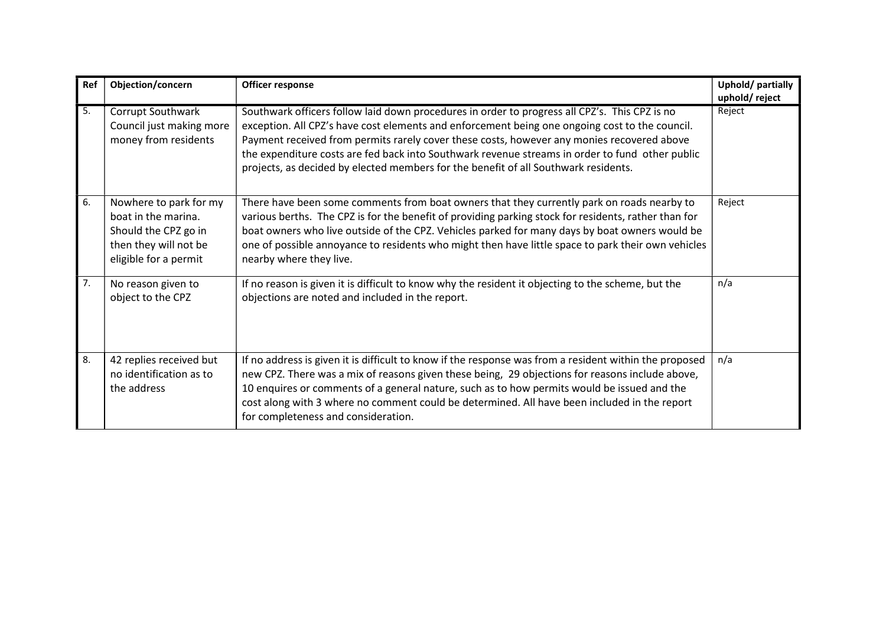| Ref | Objection/concern | Officer response | Uphold/ partially uphold/ reject |
|---|---|---|---|
| 5. | Corrupt Southwark Council just making more money from residents | Southwark officers follow laid down procedures in order to progress all CPZ's. This CPZ is no exception. All CPZ's have cost elements and enforcement being one ongoing cost to the council. Payment received from permits rarely cover these costs, however any monies recovered above the expenditure costs are fed back into Southwark revenue streams in order to fund other public projects, as decided by elected members for the benefit of all Southwark residents. | Reject |
| 6. | Nowhere to park for my boat in the marina. Should the CPZ go in then they will not be eligible for a permit | There have been some comments from boat owners that they currently park on roads nearby to various berths. The CPZ is for the benefit of providing parking stock for residents, rather than for boat owners who live outside of the CPZ. Vehicles parked for many days by boat owners would be one of possible annoyance to residents who might then have little space to park their own vehicles nearby where they live. | Reject |
| 7. | No reason given to object to the CPZ | If no reason is given it is difficult to know why the resident it objecting to the scheme, but the objections are noted and included in the report. | n/a |
| 8. | 42 replies received but no identification as to the address | If no address is given it is difficult to know if the response was from a resident within the proposed new CPZ. There was a mix of reasons given these being, 29 objections for reasons include above, 10 enquires or comments of a general nature, such as to how permits would be issued and the cost along with 3 where no comment could be determined. All have been included in the report for completeness and consideration. | n/a |